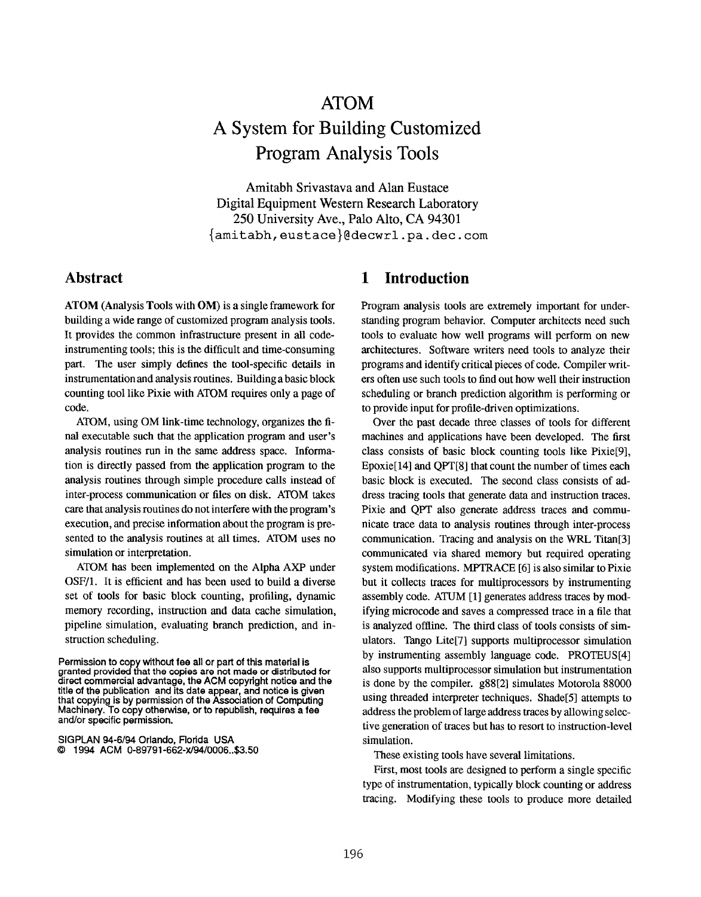# ATOM
# A System for Building Customized Program Analysis Tools

Amitabh Srivastava and Alan Eustace
Digital Equipment Western Research Laboratory
250 University Ave., Palo Alto, CA 94301
{amitabh,eustace}@decwrl.pa.dec.com

## Abstract

**ATOM (Analysis Tools with OM)** is a single framework for building a wide range of customized program analysis tools. It provides the common infrastructure present in all code-instrumenting tools; this is the difficult and time-consuming part. The user simply defines the tool-specific details in instrumentation and analysis routines. Building a basic block counting tool like Pixie with ATOM requires only a page of code.

ATOM, using OM link-time technology, organizes the final executable such that the application program and user's analysis routines run in the same address space. Information is directly passed from the application program to the analysis routines through simple procedure calls instead of inter-process communication or files on disk. ATOM takes care that analysis routines do not interfere with the program's execution, and precise information about the program is presented to the analysis routines at all times. ATOM uses no simulation or interpretation.

ATOM has been implemented on the Alpha AXP under OSF/1. It is efficient and has been used to build a diverse set of tools for basic block counting, profiling, dynamic memory recording, instruction and data cache simulation, pipeline simulation, evaluating branch prediction, and instruction scheduling.

Permission to copy without fee all or part of this material is granted provided that the copies are not made or distributed for direct commercial advantage, the ACM copyright notice and the title of the publication and its date appear, and notice is given that copying is by permission of the Association of Computing Machinery. To copy otherwise, or to republish, requires a fee and/or specific permission.

SIGPLAN 94-6/94 Orlando, Florida USA
© 1994 ACM 0-89791-662-x/94/0006..$3.50

## 1 Introduction

Program analysis tools are extremely important for understanding program behavior. Computer architects need such tools to evaluate how well programs will perform on new architectures. Software writers need tools to analyze their programs and identify critical pieces of code. Compiler writers often use such tools to find out how well their instruction scheduling or branch prediction algorithm is performing or to provide input for profile-driven optimizations.

Over the past decade three classes of tools for different machines and applications have been developed. The first class consists of basic block counting tools like Pixie[9], Epoxie[14] and QPT[8] that count the number of times each basic block is executed. The second class consists of address tracing tools that generate data and instruction traces. Pixie and QPT also generate address traces and communicate trace data to analysis routines through inter-process communication. Tracing and analysis on the WRL Titan[3] communicated via shared memory but required operating system modifications. MPTRACE [6] is also similar to Pixie but it collects traces for multiprocessors by instrumenting assembly code. ATUM [1] generates address traces by modifying microcode and saves a compressed trace in a file that is analyzed offline. The third class of tools consists of simulators. Tango Lite[7] supports multiprocessor simulation by instrumenting assembly language code. PROTEUS[4] also supports multiprocessor simulation but instrumentation is done by the compiler. g88[2] simulates Motorola 88000 using threaded interpreter techniques. Shade[5] attempts to address the problem of large address traces by allowing selective generation of traces but has to resort to instruction-level simulation.

These existing tools have several limitations.

First, most tools are designed to perform a single specific type of instrumentation, typically block counting or address tracing. Modifying these tools to produce more detailed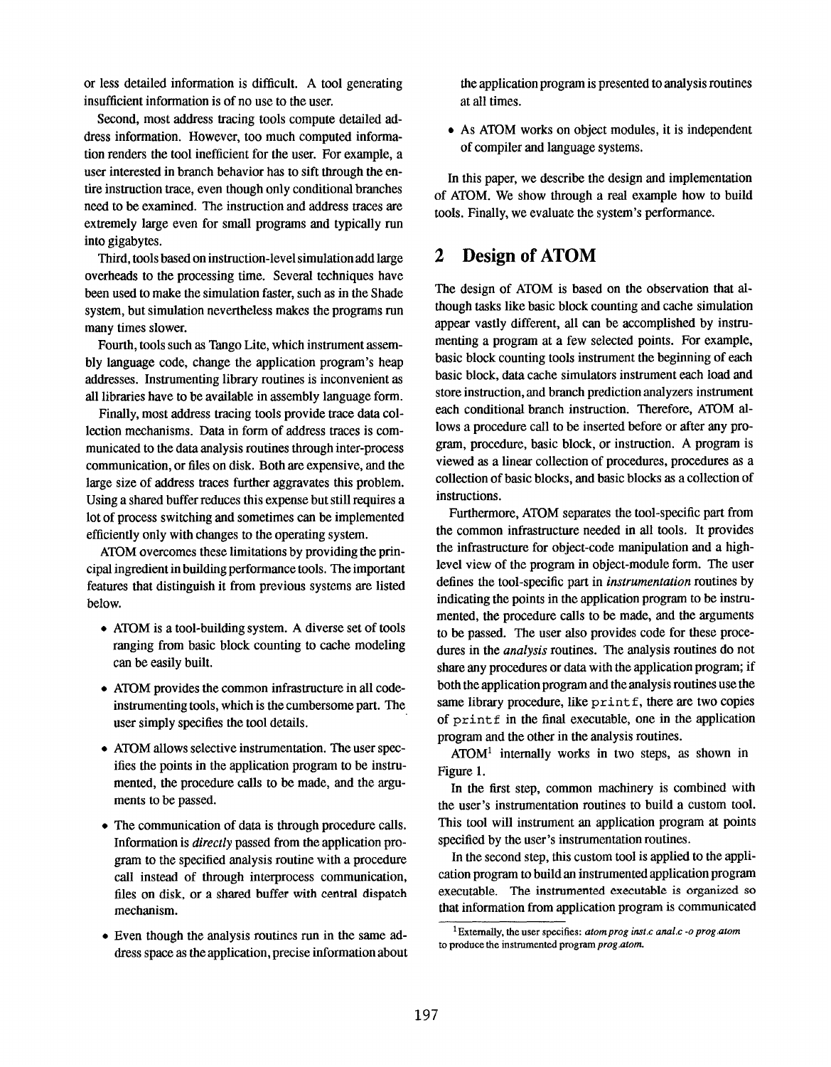or less detailed information is difficult. A tool generating insufficient information is of no use to the user.

Second, most address tracing tools compute detailed address information. However, too much computed information renders the tool inefficient for the user. For example, a user interested in branch behavior has to sift through the entire instruction trace, even though only conditional branches need to be examined. The instruction and address traces are extremely large even for small programs and typically run into gigabytes.

Third, tools based on instruction-level simulation add large overheads to the processing time. Several techniques have been used to make the simulation faster, such as in the Shade system, but simulation nevertheless makes the programs run many times slower.

Fourth, tools such as Tango Lite, which instrument assembly language code, change the application program's heap addresses. Instrumenting library routines is inconvenient as all libraries have to be available in assembly language form.

Finally, most address tracing tools provide trace data collection mechanisms. Data in form of address traces is communicated to the data analysis routines through inter-process communication, or files on disk. Both are expensive, and the large size of address traces further aggravates this problem. Using a shared buffer reduces this expense but still requires a lot of process switching and sometimes can be implemented efficiently only with changes to the operating system.

ATOM overcomes these limitations by providing the principal ingredient in building performance tools. The important features that distinguish it from previous systems are listed below.

- ATOM is a tool-building system. A diverse set of tools ranging from basic block counting to cache modeling can be easily built.
- ATOM provides the common infrastructure in all code-instrumenting tools, which is the cumbersome part. The user simply specifies the tool details.
- ATOM allows selective instrumentation. The user specifies the points in the application program to be instrumented, the procedure calls to be made, and the arguments to be passed.
- The communication of data is through procedure calls. Information is *directly* passed from the application program to the specified analysis routine with a procedure call instead of through interprocess communication, files on disk, or a shared buffer with central dispatch mechanism.
- Even though the analysis routines run in the same address space as the application, precise information about the application program is presented to analysis routines at all times.
- As ATOM works on object modules, it is independent of compiler and language systems.

In this paper, we describe the design and implementation of ATOM. We show through a real example how to build tools. Finally, we evaluate the system's performance.

## 2 Design of ATOM

The design of ATOM is based on the observation that although tasks like basic block counting and cache simulation appear vastly different, all can be accomplished by instrumenting a program at a few selected points. For example, basic block counting tools instrument the beginning of each basic block, data cache simulators instrument each load and store instruction, and branch prediction analyzers instrument each conditional branch instruction. Therefore, ATOM allows a procedure call to be inserted before or after any program, procedure, basic block, or instruction. A program is viewed as a linear collection of procedures, procedures as a collection of basic blocks, and basic blocks as a collection of instructions.

Furthermore, ATOM separates the tool-specific part from the common infrastructure needed in all tools. It provides the infrastructure for object-code manipulation and a high-level view of the program in object-module form. The user defines the tool-specific part in *instrumentation* routines by indicating the points in the application program to be instrumented, the procedure calls to be made, and the arguments to be passed. The user also provides code for these procedures in the *analysis* routines. The analysis routines do not share any procedures or data with the application program; if both the application program and the analysis routines use the same library procedure, like `printf`, there are two copies of `printf` in the final executable, one in the application program and the other in the analysis routines.

ATOM[1] internally works in two steps, as shown in Figure 1.

In the first step, common machinery is combined with the user's instrumentation routines to build a custom tool. This tool will instrument an application program at points specified by the user's instrumentation routines.

In the second step, this custom tool is applied to the application program to build an instrumented application program executable. The instrumented executable is organized so that information from application program is communicated

[1] Externally, the user specifies: *atom prog inst.c anal.c -o prog.atom* to produce the instrumented program *prog.atom*.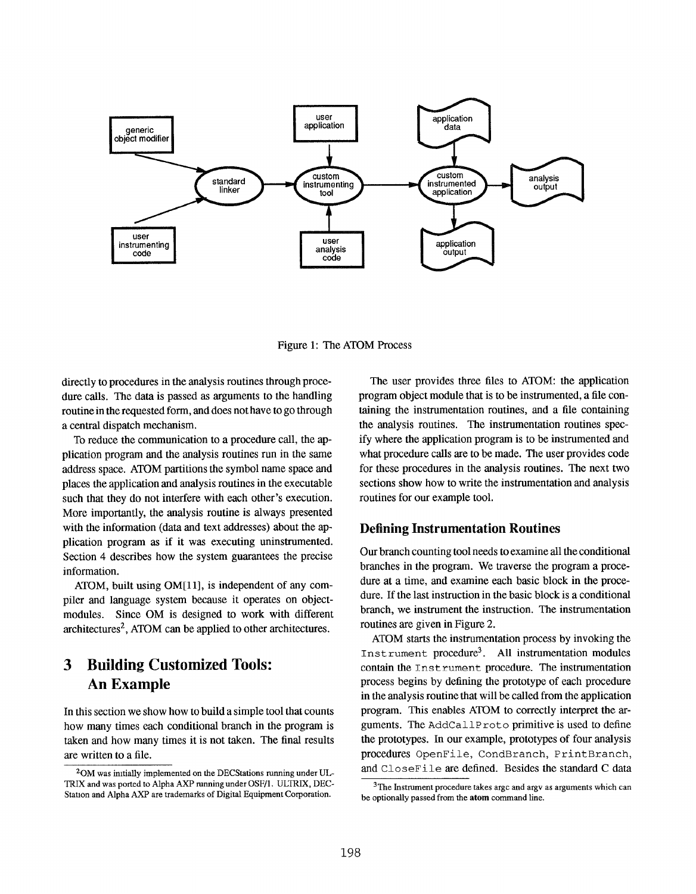Figure 1: The ATOM Process

directly to procedures in the analysis routines through procedure calls. The data is passed as arguments to the handling routine in the requested form, and does not have to go through a central dispatch mechanism.

To reduce the communication to a procedure call, the application program and the analysis routines run in the same address space. ATOM partitions the symbol name space and places the application and analysis routines in the executable such that they do not interfere with each other's execution. More importantly, the analysis routine is always presented with the information (data and text addresses) about the application program as if it was executing uninstrumented. Section 4 describes how the system guarantees the precise information.

ATOM, built using OM[11], is independent of any compiler and language system because it operates on object-modules. Since OM is designed to work with different architectures[2], ATOM can be applied to other architectures.

# 3 Building Customized Tools: An Example

In this section we show how to build a simple tool that counts how many times each conditional branch in the program is taken and how many times it is not taken. The final results are written to a file.

The user provides three files to ATOM: the application program object module that is to be instrumented, a file containing the instrumentation routines, and a file containing the analysis routines. The instrumentation routines specify where the application program is to be instrumented and what procedure calls are to be made. The user provides code for these procedures in the analysis routines. The next two sections show how to write the instrumentation and analysis routines for our example tool.

## Defining Instrumentation Routines

Our branch counting tool needs to examine all the conditional branches in the program. We traverse the program a procedure at a time, and examine each basic block in the procedure. If the last instruction in the basic block is a conditional branch, we instrument the instruction. The instrumentation routines are given in Figure 2.

ATOM starts the instrumentation process by invoking the `Instrument` procedure[3]. All instrumentation modules contain the `Instrument` procedure. The instrumentation process begins by defining the prototype of each procedure in the analysis routine that will be called from the application program. This enables ATOM to correctly interpret the arguments. The `AddCallProto` primitive is used to define the prototypes. In our example, prototypes of four analysis procedures `OpenFile`, `CondBranch`, `PrintBranch`, and `CloseFile` are defined. Besides the standard C data

[2] OM was initially implemented on the DECStations running under ULTRIX and was ported to Alpha AXP running under OSF/1. ULTRIX, DECStation and Alpha AXP are trademarks of Digital Equipment Corporation.

[3] The Instrument procedure takes argc and argv as arguments which can be optionally passed from the **atom** command line.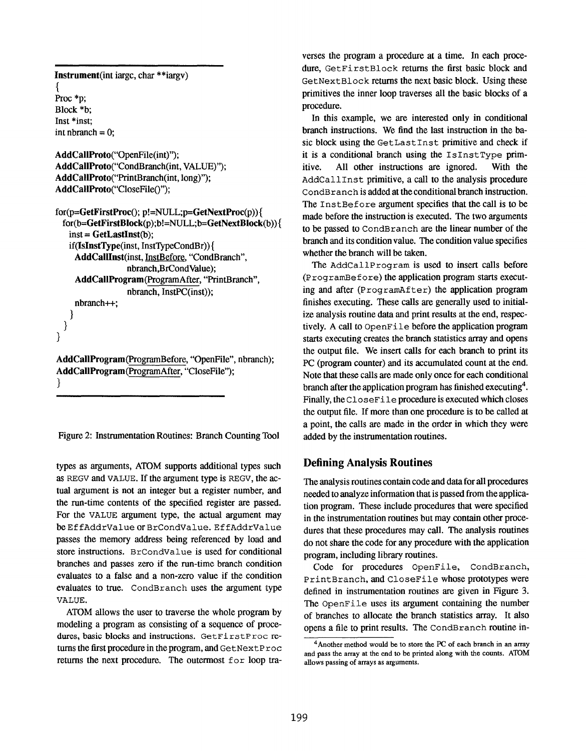```
Instrument(int iargc, char **iargv)
{
Proc *p;
Block *b;
Inst *inst;
int nbranch = 0;

AddCallProto("OpenFile(int)");
AddCallProto("CondBranch(int, VALUE)");
AddCallProto("PrintBranch(int, long)");
AddCallProto("CloseFile()");

for(p=GetFirstProc(); p!=NULL;p=GetNextProc(p)){
  for(b=GetFirstBlock(p);b!=NULL;b=GetNextBlock(b)){
    inst = GetLastInst(b);
    if(IsInstType(inst, InstTypeCondBr)){
      AddCallInst(inst, InstBefore, "CondBranch",
                  nbranch,BrCondValue);
      AddCallProgram(ProgramAfter, "PrintBranch",
                  nbranch, InstPC(inst));
      nbranch++;
    }
  }
}

AddCallProgram(ProgramBefore, "OpenFile", nbranch);
AddCallProgram(ProgramAfter, "CloseFile");
}
```

Figure 2: Instrumentation Routines: Branch Counting Tool

types as arguments, ATOM supports additional types such as REGV and VALUE. If the argument type is REGV, the actual argument is not an integer but a register number, and the run-time contents of the specified register are passed. For the VALUE argument type, the actual argument may be EffAddrValue or BrCondValue. EffAddrValue passes the memory address being referenced by load and store instructions. BrCondValue is used for conditional branches and passes zero if the run-time branch condition evaluates to a false and a non-zero value if the condition evaluates to true. CondBranch uses the argument type VALUE.

ATOM allows the user to traverse the whole program by modeling a program as consisting of a sequence of procedures, basic blocks and instructions. GetFirstProc returns the first procedure in the program, and GetNextProc returns the next procedure. The outermost for loop traverses the program a procedure at a time. In each procedure, GetFirstBlock returns the first basic block and GetNextBlock returns the next basic block. Using these primitives the inner loop traverses all the basic blocks of a procedure.

In this example, we are interested only in conditional branch instructions. We find the last instruction in the basic block using the GetLastInst primitive and check if it is a conditional branch using the IsInstType primitive. All other instructions are ignored. With the AddCallInst primitive, a call to the analysis procedure CondBranch is added at the conditional branch instruction. The InstBefore argument specifies that the call is to be made before the instruction is executed. The two arguments to be passed to CondBranch are the linear number of the branch and its condition value. The condition value specifies whether the branch will be taken.

The AddCallProgram is used to insert calls before (ProgramBefore) the application program starts executing and after (ProgramAfter) the application program finishes executing. These calls are generally used to initialize analysis routine data and print results at the end, respectively. A call to OpenFile before the application program starts executing creates the branch statistics array and opens the output file. We insert calls for each branch to print its PC (program counter) and its accumulated count at the end. Note that these calls are made only once for each conditional branch after the application program has finished executing[4]. Finally, the CloseFile procedure is executed which closes the output file. If more than one procedure is to be called at a point, the calls are made in the order in which they were added by the instrumentation routines.

## Defining Analysis Routines

The analysis routines contain code and data for all procedures needed to analyze information that is passed from the application program. These include procedures that were specified in the instrumentation routines but may contain other procedures that these procedures may call. The analysis routines do not share the code for any procedure with the application program, including library routines.

Code for procedures OpenFile, CondBranch, PrintBranch, and CloseFile whose prototypes were defined in instrumentation routines are given in Figure 3. The OpenFile uses its argument containing the number of branches to allocate the branch statistics array. It also opens a file to print results. The CondBranch routine in-

[4] Another method would be to store the PC of each branch in an array and pass the array at the end to be printed along with the counts. ATOM allows passing of arrays as arguments.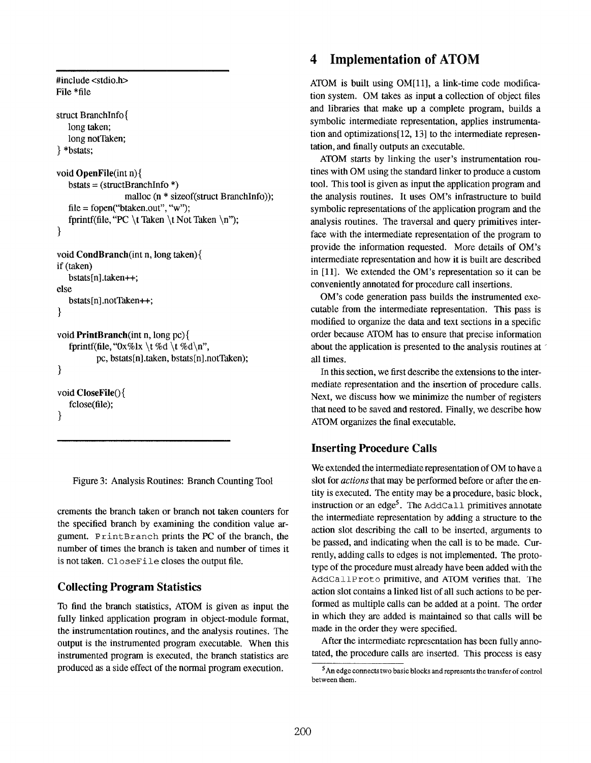```
#include <stdio.h>
File *file

struct BranchInfo{
    long taken;
    long notTaken;
} *bstats;

void OpenFile(int n){
    bstats = (structBranchInfo *)
                    malloc (n * sizeof(struct BranchInfo));
    file = fopen("btaken.out", "w");
    fprintf(file, "PC \t Taken \t Not Taken \n");
}

void CondBranch(int n, long taken){
if (taken)
    bstats[n].taken++;
else
    bstats[n].notTaken++;
}

void PrintBranch(int n, long pc){
    fprintf(file, "0x%lx \t %d \t %d\n",
            pc, bstats[n].taken, bstats[n].notTaken);
}

void CloseFile(){
    fclose(file);
}
```

Figure 3: Analysis Routines: Branch Counting Tool

crements the branch taken or branch not taken counters for the specified branch by examining the condition value argument. `PrintBranch` prints the PC of the branch, the number of times the branch is taken and number of times it is not taken. `CloseFile` closes the output file.

### Collecting Program Statistics

To find the branch statistics, ATOM is given as input the fully linked application program in object-module format, the instrumentation routines, and the analysis routines. The output is the instrumented program executable. When this instrumented program is executed, the branch statistics are produced as a side effect of the normal program execution.

## 4 Implementation of ATOM

ATOM is built using OM[11], a link-time code modification system. OM takes as input a collection of object files and libraries that make up a complete program, builds a symbolic intermediate representation, applies instrumentation and optimizations[12, 13] to the intermediate representation, and finally outputs an executable.

ATOM starts by linking the user's instrumentation routines with OM using the standard linker to produce a custom tool. This tool is given as input the application program and the analysis routines. It uses OM's infrastructure to build symbolic representations of the application program and the analysis routines. The traversal and query primitives interface with the intermediate representation of the program to provide the information requested. More details of OM's intermediate representation and how it is built are described in [11]. We extended the OM's representation so it can be conveniently annotated for procedure call insertions.

OM's code generation pass builds the instrumented executable from the intermediate representation. This pass is modified to organize the data and text sections in a specific order because ATOM has to ensure that precise information about the application is presented to the analysis routines at all times.

In this section, we first describe the extensions to the intermediate representation and the insertion of procedure calls. Next, we discuss how we minimize the number of registers that need to be saved and restored. Finally, we describe how ATOM organizes the final executable.

### Inserting Procedure Calls

We extended the intermediate representation of OM to have a slot for *actions* that may be performed before or after the entity is executed. The entity may be a procedure, basic block, instruction or an edge[5]. The `AddCall` primitives annotate the intermediate representation by adding a structure to the action slot describing the call to be inserted, arguments to be passed, and indicating when the call is to be made. Currently, adding calls to edges is not implemented. The prototype of the procedure must already have been added with the `AddCallProto` primitive, and ATOM verifies that. The action slot contains a linked list of all such actions to be performed as multiple calls can be added at a point. The order in which they are added is maintained so that calls will be made in the order they were specified.

After the intermediate representation has been fully annotated, the procedure calls are inserted. This process is easy

[5] An edge connects two basic blocks and represents the transfer of control between them.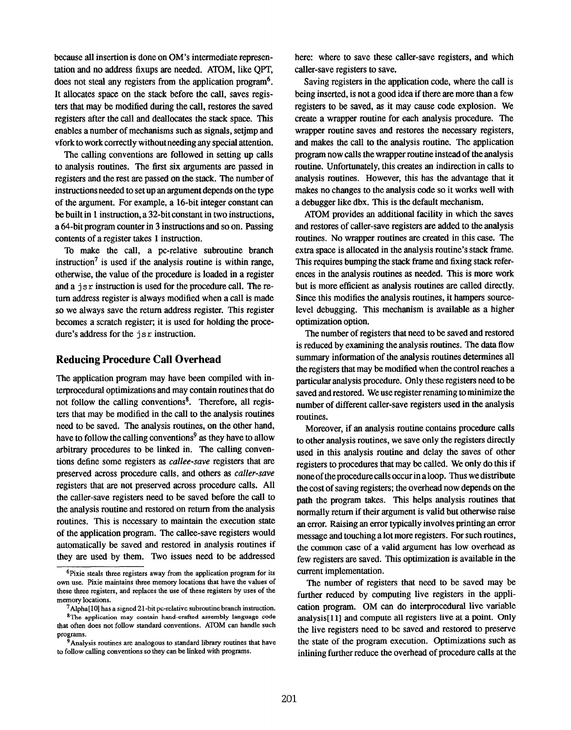because all insertion is done on OM's intermediate representation and no address fixups are needed. ATOM, like QPT, does not steal any registers from the application program[6]. It allocates space on the stack before the call, saves registers that may be modified during the call, restores the saved registers after the call and deallocates the stack space. This enables a number of mechanisms such as signals, setjmp and vfork to work correctly without needing any special attention.

The calling conventions are followed in setting up calls to analysis routines. The first six arguments are passed in registers and the rest are passed on the stack. The number of instructions needed to set up an argument depends on the type of the argument. For example, a 16-bit integer constant can be built in 1 instruction, a 32-bit constant in two instructions, a 64-bit program counter in 3 instructions and so on. Passing contents of a register takes 1 instruction.

To make the call, a pc-relative subroutine branch instruction[7] is used if the analysis routine is within range, otherwise, the value of the procedure is loaded in a register and a `jsr` instruction is used for the procedure call. The return address register is always modified when a call is made so we always save the return address register. This register becomes a scratch register; it is used for holding the procedure's address for the `jsr` instruction.

## Reducing Procedure Call Overhead

The application program may have been compiled with interprocedural optimizations and may contain routines that do not follow the calling conventions[8]. Therefore, all registers that may be modified in the call to the analysis routines need to be saved. The analysis routines, on the other hand, have to follow the calling conventions[9] as they have to allow arbitrary procedures to be linked in. The calling conventions define some registers as *callee-save* registers that are preserved across procedure calls, and others as *caller-save* registers that are not preserved across procedure calls. All the caller-save registers need to be saved before the call to the analysis routine and restored on return from the analysis routines. This is necessary to maintain the execution state of the application program. The callee-save registers would automatically be saved and restored in analysis routines if they are used by them. Two issues need to be addressed here: where to save these caller-save registers, and which caller-save registers to save.

Saving registers in the application code, where the call is being inserted, is not a good idea if there are more than a few registers to be saved, as it may cause code explosion. We create a wrapper routine for each analysis procedure. The wrapper routine saves and restores the necessary registers, and makes the call to the analysis routine. The application program now calls the wrapper routine instead of the analysis routine. Unfortunately, this creates an indirection in calls to analysis routines. However, this has the advantage that it makes no changes to the analysis code so it works well with a debugger like dbx. This is the default mechanism.

ATOM provides an additional facility in which the saves and restores of caller-save registers are added to the analysis routines. No wrapper routines are created in this case. The extra space is allocated in the analysis routine's stack frame. This requires bumping the stack frame and fixing stack references in the analysis routines as needed. This is more work but is more efficient as analysis routines are called directly. Since this modifies the analysis routines, it hampers source-level debugging. This mechanism is available as a higher optimization option.

The number of registers that need to be saved and restored is reduced by examining the analysis routines. The data flow summary information of the analysis routines determines all the registers that may be modified when the control reaches a particular analysis procedure. Only these registers need to be saved and restored. We use register renaming to minimize the number of different caller-save registers used in the analysis routines.

Moreover, if an analysis routine contains procedure calls to other analysis routines, we save only the registers directly used in this analysis routine and delay the saves of other registers to procedures that may be called. We only do this if none of the procedure calls occur in a loop. Thus we distribute the cost of saving registers; the overhead now depends on the path the program takes. This helps analysis routines that normally return if their argument is valid but otherwise raise an error. Raising an error typically involves printing an error message and touching a lot more registers. For such routines, the common case of a valid argument has low overhead as few registers are saved. This optimization is available in the current implementation.

The number of registers that need to be saved may be further reduced by computing live registers in the application program. OM can do interprocedural live variable analysis[11] and compute all registers live at a point. Only the live registers need to be saved and restored to preserve the state of the program execution. Optimizations such as inlining further reduce the overhead of procedure calls at the

---

[6] Pixie steals three registers away from the application program for its own use. Pixie maintains three memory locations that have the values of these three registers, and replaces the use of these registers by uses of the memory locations.

[7] Alpha[10] has a signed 21-bit pc-relative subroutine branch instruction.

[8] The application may contain hand-crafted assembly language code that often does not follow standard conventions. ATOM can handle such programs.

[9] Analysis routines are analogous to standard library routines that have to follow calling conventions so they can be linked with programs.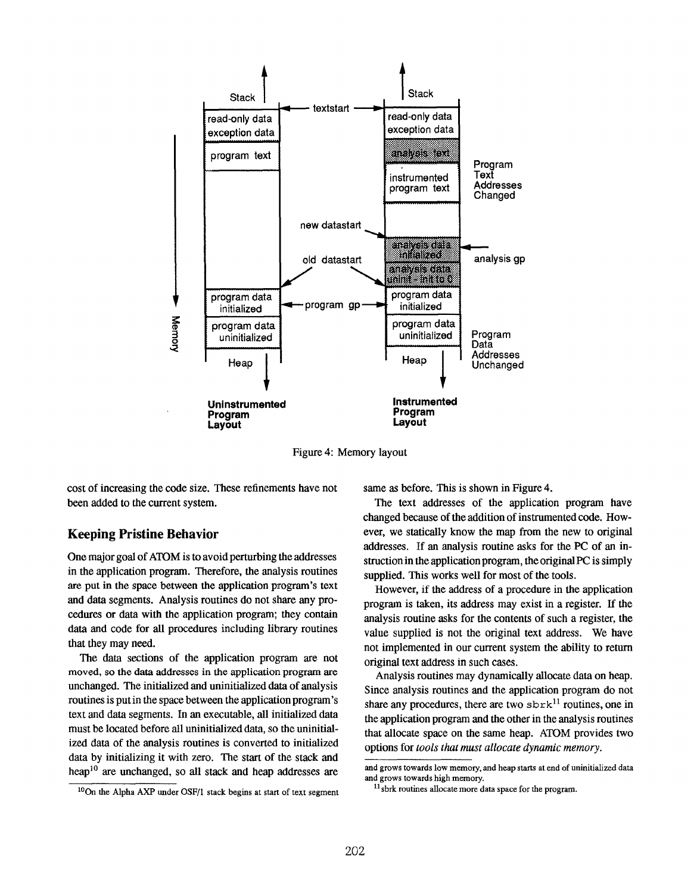Figure 4: Memory layout

cost of increasing the code size. These refinements have not been added to the current system.

## Keeping Pristine Behavior

One major goal of ATOM is to avoid perturbing the addresses in the application program. Therefore, the analysis routines are put in the space between the application program's text and data segments. Analysis routines do not share any procedures or data with the application program; they contain data and code for all procedures including library routines that they may need.

The data sections of the application program are not moved, so the data addresses in the application program are unchanged. The initialized and uninitialized data of analysis routines is put in the space between the application program's text and data segments. In an executable, all initialized data must be located before all uninitialized data, so the uninitialized data of the analysis routines is converted to initialized data by initializing it with zero. The start of the stack and heap[10] are unchanged, so all stack and heap addresses are same as before. This is shown in Figure 4.

The text addresses of the application program have changed because of the addition of instrumented code. However, we statically know the map from the new to original addresses. If an analysis routine asks for the PC of an instruction in the application program, the original PC is simply supplied. This works well for most of the tools.

However, if the address of a procedure in the application program is taken, its address may exist in a register. If the analysis routine asks for the contents of such a register, the value supplied is not the original text address. We have not implemented in our current system the ability to return original text address in such cases.

Analysis routines may dynamically allocate data on heap. Since analysis routines and the application program do not share any procedures, there are two `sbrk`[11] routines, one in the application program and the other in the analysis routines that allocate space on the same heap. ATOM provides two options for *tools that must allocate dynamic memory.*

[10] On the Alpha AXP under OSF/1 stack begins at start of text segment and grows towards low memory, and heap starts at end of uninitialized data and grows towards high memory.

[11] sbrk routines allocate more data space for the program.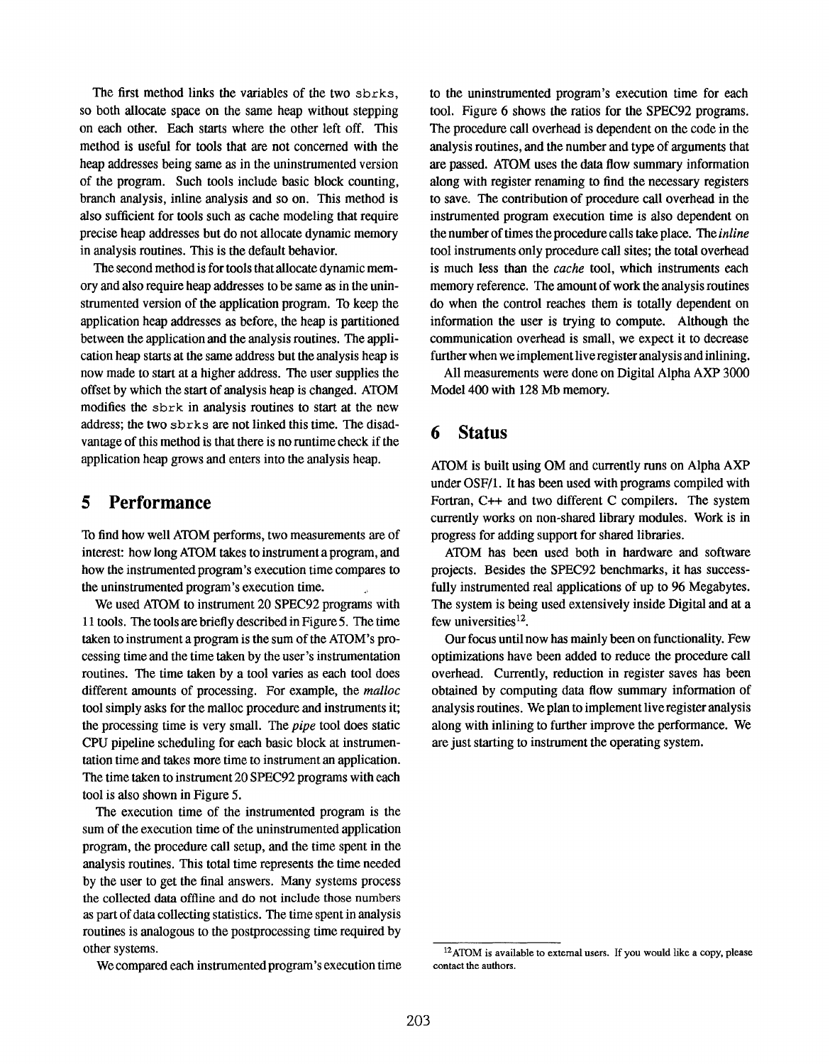The first method links the variables of the two `sbrks`, so both allocate space on the same heap without stepping on each other. Each starts where the other left off. This method is useful for tools that are not concerned with the heap addresses being same as in the uninstrumented version of the program. Such tools include basic block counting, branch analysis, inline analysis and so on. This method is also sufficient for tools such as cache modeling that require precise heap addresses but do not allocate dynamic memory in analysis routines. This is the default behavior.

The second method is for tools that allocate dynamic memory and also require heap addresses to be same as in the uninstrumented version of the application program. To keep the application heap addresses as before, the heap is partitioned between the application and the analysis routines. The application heap starts at the same address but the analysis heap is now made to start at a higher address. The user supplies the offset by which the start of analysis heap is changed. ATOM modifies the `sbrk` in analysis routines to start at the new address; the two `sbrks` are not linked this time. The disadvantage of this method is that there is no runtime check if the application heap grows and enters into the analysis heap.

## 5 Performance

To find how well ATOM performs, two measurements are of interest: how long ATOM takes to instrument a program, and how the instrumented program's execution time compares to the uninstrumented program's execution time.

We used ATOM to instrument 20 SPEC92 programs with 11 tools. The tools are briefly described in Figure 5. The time taken to instrument a program is the sum of the ATOM's processing time and the time taken by the user's instrumentation routines. The time taken by a tool varies as each tool does different amounts of processing. For example, the *malloc* tool simply asks for the malloc procedure and instruments it; the processing time is very small. The *pipe* tool does static CPU pipeline scheduling for each basic block at instrumentation time and takes more time to instrument an application. The time taken to instrument 20 SPEC92 programs with each tool is also shown in Figure 5.

The execution time of the instrumented program is the sum of the execution time of the uninstrumented application program, the procedure call setup, and the time spent in the analysis routines. This total time represents the time needed by the user to get the final answers. Many systems process the collected data offline and do not include those numbers as part of data collecting statistics. The time spent in analysis routines is analogous to the postprocessing time required by other systems.

We compared each instrumented program's execution time to the uninstrumented program's execution time for each tool. Figure 6 shows the ratios for the SPEC92 programs. The procedure call overhead is dependent on the code in the analysis routines, and the number and type of arguments that are passed. ATOM uses the data flow summary information along with register renaming to find the necessary registers to save. The contribution of procedure call overhead in the instrumented program execution time is also dependent on the number of times the procedure calls take place. The *inline* tool instruments only procedure call sites; the total overhead is much less than the *cache* tool, which instruments each memory reference. The amount of work the analysis routines do when the control reaches them is totally dependent on information the user is trying to compute. Although the communication overhead is small, we expect it to decrease further when we implement live register analysis and inlining.

All measurements were done on Digital Alpha AXP 3000 Model 400 with 128 Mb memory.

## 6 Status

ATOM is built using OM and currently runs on Alpha AXP under OSF/1. It has been used with programs compiled with Fortran, C++ and two different C compilers. The system currently works on non-shared library modules. Work is in progress for adding support for shared libraries.

ATOM has been used both in hardware and software projects. Besides the SPEC92 benchmarks, it has successfully instrumented real applications of up to 96 Megabytes. The system is being used extensively inside Digital and at a few universities[12].

Our focus until now has mainly been on functionality. Few optimizations have been added to reduce the procedure call overhead. Currently, reduction in register saves has been obtained by computing data flow summary information of analysis routines. We plan to implement live register analysis along with inlining to further improve the performance. We are just starting to instrument the operating system.

[12] ATOM is available to external users. If you would like a copy, please contact the authors.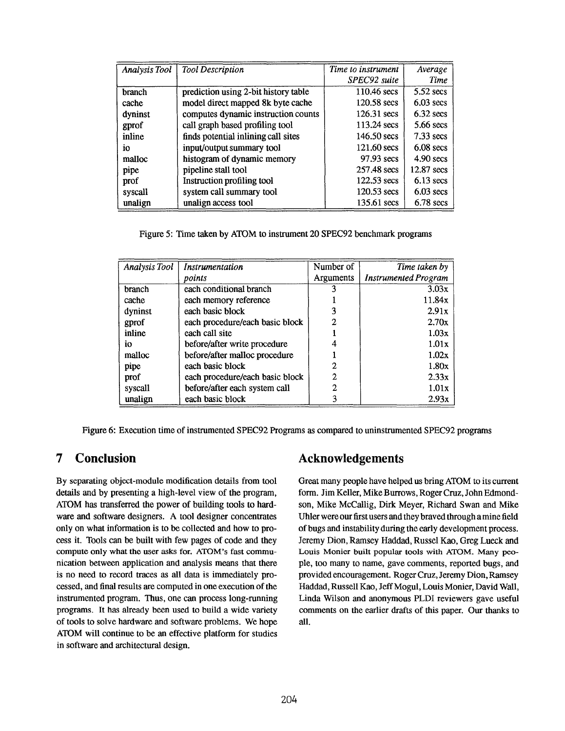| *Analysis Tool* | *Tool Description* | *Time to instrument SPEC92 suite* | *Average Time* |
|---|---|---|---|
| branch | prediction using 2-bit history table | 110.46 secs | 5.52 secs |
| cache | model direct mapped 8k byte cache | 120.58 secs | 6.03 secs |
| dyninst | computes dynamic instruction counts | 126.31 secs | 6.32 secs |
| gprof | call graph based profiling tool | 113.24 secs | 5.66 secs |
| inline | finds potential inlining call sites | 146.50 secs | 7.33 secs |
| io | input/output summary tool | 121.60 secs | 6.08 secs |
| malloc | histogram of dynamic memory | 97.93 secs | 4.90 secs |
| pipe | pipeline stall tool | 257.48 secs | 12.87 secs |
| prof | Instruction profiling tool | 122.53 secs | 6.13 secs |
| syscall | system call summary tool | 120.53 secs | 6.03 secs |
| unalign | unalign access tool | 135.61 secs | 6.78 secs |

Figure 5: Time taken by ATOM to instrument 20 SPEC92 benchmark programs

| *Analysis Tool* | *Instrumentation points* | Number of Arguments | *Time taken by Instrumented Program* |
|---|---|---|---|
| branch | each conditional branch | 3 | 3.03x |
| cache | each memory reference | 1 | 11.84x |
| dyninst | each basic block | 3 | 2.91x |
| gprof | each procedure/each basic block | 2 | 2.70x |
| inline | each call site | 1 | 1.03x |
| io | before/after write procedure | 4 | 1.01x |
| malloc | before/after malloc procedure | 1 | 1.02x |
| pipe | each basic block | 2 | 1.80x |
| prof | each procedure/each basic block | 2 | 2.33x |
| syscall | before/after each system call | 2 | 1.01x |
| unalign | each basic block | 3 | 2.93x |

Figure 6: Execution time of instrumented SPEC92 Programs as compared to uninstrumented SPEC92 programs

# 7 Conclusion

By separating object-module modification details from tool details and by presenting a high-level view of the program, ATOM has transferred the power of building tools to hardware and software designers. A tool designer concentrates only on what information is to be collected and how to process it. Tools can be built with few pages of code and they compute only what the user asks for. ATOM's fast communication between application and analysis means that there is no need to record traces as all data is immediately processed, and final results are computed in one execution of the instrumented program. Thus, one can process long-running programs. It has already been used to build a wide variety of tools to solve hardware and software problems. We hope ATOM will continue to be an effective platform for studies in software and architectural design.

# Acknowledgements

Great many people have helped us bring ATOM to its current form. Jim Keller, Mike Burrows, Roger Cruz, John Edmondson, Mike McCallig, Dirk Meyer, Richard Swan and Mike Uhler were our first users and they braved through a mine field of bugs and instability during the early development process. Jeremy Dion, Ramsey Haddad, Russel Kao, Greg Lueck and Louis Monier built popular tools with ATOM. Many people, too many to name, gave comments, reported bugs, and provided encouragement. Roger Cruz, Jeremy Dion, Ramsey Haddad, Russell Kao, Jeff Mogul, Louis Monier, David Wall, Linda Wilson and anonymous PLDI reviewers gave useful comments on the earlier drafts of this paper. Our thanks to all.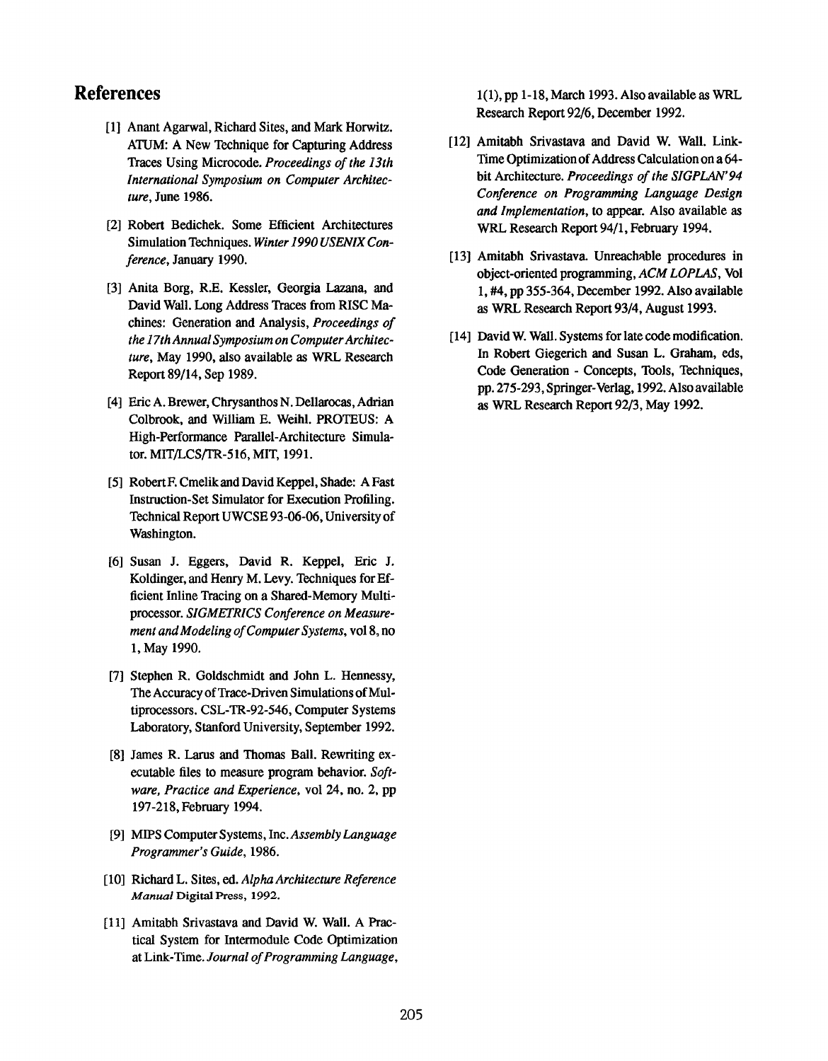## References

[1] Anant Agarwal, Richard Sites, and Mark Horwitz. ATUM: A New Technique for Capturing Address Traces Using Microcode. *Proceedings of the 13th International Symposium on Computer Architecture*, June 1986.

[2] Robert Bedichek. Some Efficient Architectures Simulation Techniques. *Winter 1990 USENIX Conference*, January 1990.

[3] Anita Borg, R.E. Kessler, Georgia Lazana, and David Wall. Long Address Traces from RISC Machines: Generation and Analysis, *Proceedings of the 17th Annual Symposium on Computer Architecture*, May 1990, also available as WRL Research Report 89/14, Sep 1989.

[4] Eric A. Brewer, Chrysanthos N. Dellarocas, Adrian Colbrook, and William E. Weihl. PROTEUS: A High-Performance Parallel-Architecture Simulator. MIT/LCS/TR-516, MIT, 1991.

[5] Robert F. Cmelik and David Keppel, Shade: A Fast Instruction-Set Simulator for Execution Profiling. Technical Report UWCSE 93-06-06, University of Washington.

[6] Susan J. Eggers, David R. Keppel, Eric J. Koldinger, and Henry M. Levy. Techniques for Efficient Inline Tracing on a Shared-Memory Multiprocessor. *SIGMETRICS Conference on Measurement and Modeling of Computer Systems*, vol 8, no 1, May 1990.

[7] Stephen R. Goldschmidt and John L. Hennessy, The Accuracy of Trace-Driven Simulations of Multiprocessors. CSL-TR-92-546, Computer Systems Laboratory, Stanford University, September 1992.

[8] James R. Larus and Thomas Ball. Rewriting executable files to measure program behavior. *Software, Practice and Experience*, vol 24, no. 2, pp 197-218, February 1994.

[9] MIPS Computer Systems, Inc. *Assembly Language Programmer's Guide*, 1986.

[10] Richard L. Sites, ed. *Alpha Architecture Reference Manual* Digital Press, 1992.

[11] Amitabh Srivastava and David W. Wall. A Practical System for Intermodule Code Optimization at Link-Time. *Journal of Programming Language*, 1(1), pp 1-18, March 1993. Also available as WRL Research Report 92/6, December 1992.

[12] Amitabh Srivastava and David W. Wall. Link-Time Optimization of Address Calculation on a 64-bit Architecture. *Proceedings of the SIGPLAN'94 Conference on Programming Language Design and Implementation*, to appear. Also available as WRL Research Report 94/1, February 1994.

[13] Amitabh Srivastava. Unreachable procedures in object-oriented programming, *ACM LOPLAS*, Vol 1, #4, pp 355-364, December 1992. Also available as WRL Research Report 93/4, August 1993.

[14] David W. Wall. Systems for late code modification. In Robert Giegerich and Susan L. Graham, eds, Code Generation - Concepts, Tools, Techniques, pp. 275-293, Springer-Verlag, 1992. Also available as WRL Research Report 92/3, May 1992.